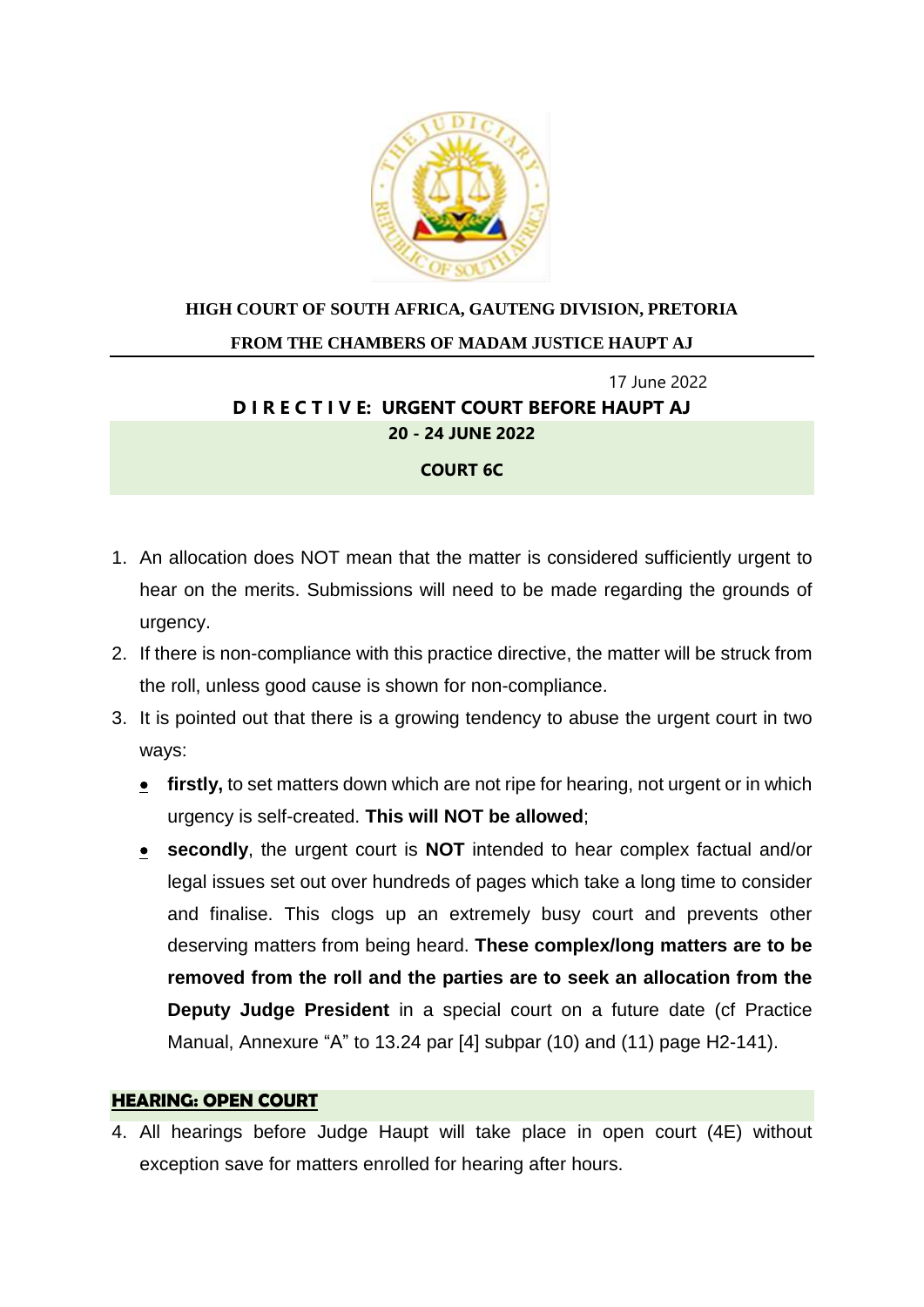**HIGH COURT OF SOUTH AFRICA, GAUTENG DIVISION, PRETORIA**

**FROM THE CHAMBERS OF MADAM JUSTICE HAUPT AJ**

17 June 2022

# D I R E C T I V E: URGENT COURT BEFORE HAUPT AJ

**20 - 24 JUNE 2022**

**COURT 6C**

1. An allocation does NOT mean that the matter is considered sufficiently urgent to hear on the merits. Submissions will need to be made regarding the grounds of urgency.
2. If there is non-compliance with this practice directive, the matter will be struck from the roll, unless good cause is shown for non-compliance.
3. It is pointed out that there is a growing tendency to abuse the urgent court in two ways:
   - **firstly,** to set matters down which are not ripe for hearing, not urgent or in which urgency is self-created. **This will NOT be allowed**;
   - **secondly**, the urgent court is **NOT** intended to hear complex factual and/or legal issues set out over hundreds of pages which take a long time to consider and finalise. This clogs up an extremely busy court and prevents other deserving matters from being heard. **These complex/long matters are to be removed from the roll and the parties are to seek an allocation from the Deputy Judge President** in a special court on a future date (cf Practice Manual, Annexure "A" to 13.24 par [4] subpar (10) and (11) page H2-141).

## HEARING: OPEN COURT

4. All hearings before Judge Haupt will take place in open court (4E) without exception save for matters enrolled for hearing after hours.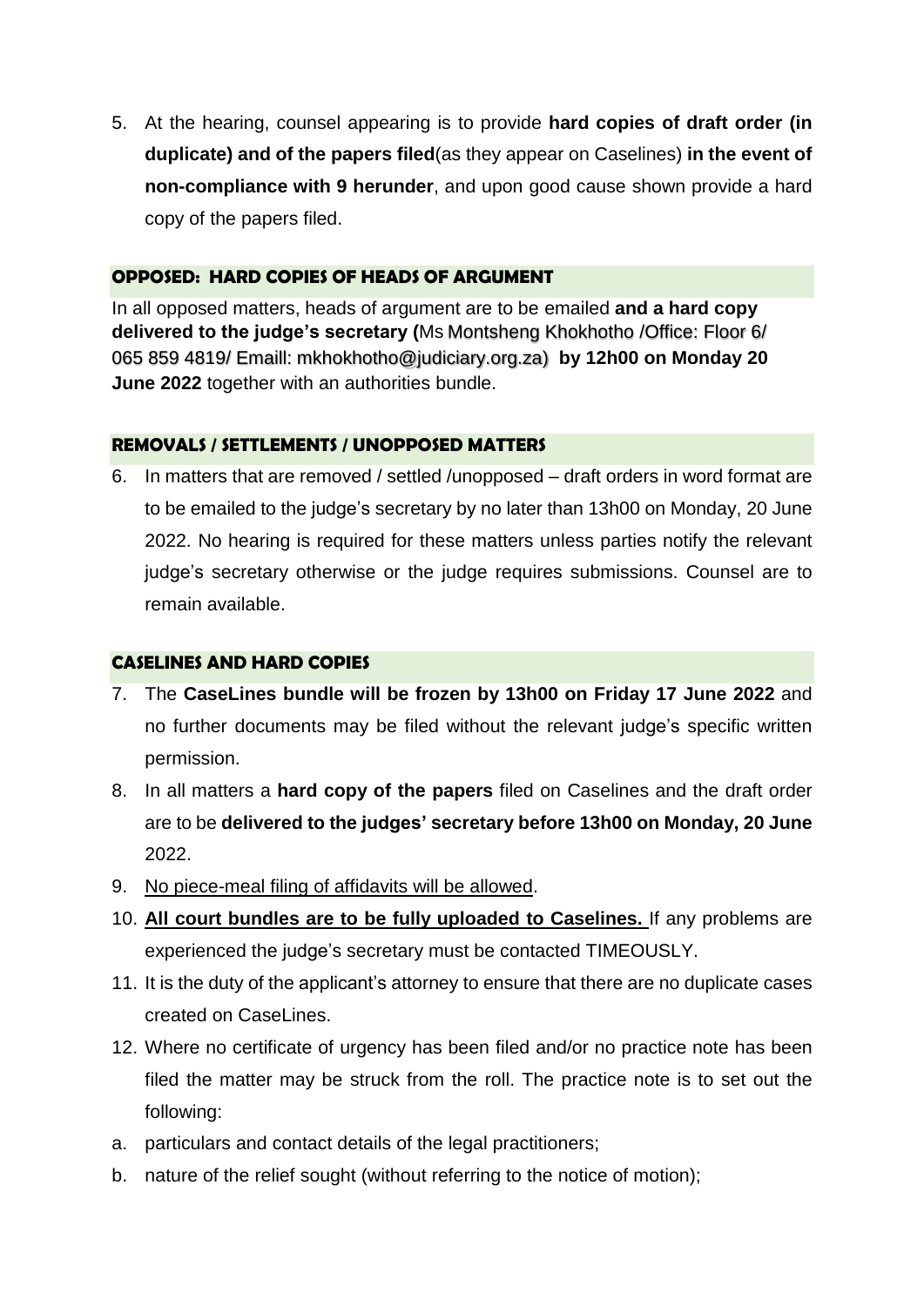5. At the hearing, counsel appearing is to provide **hard copies of draft order (in duplicate) and of the papers filed**(as they appear on Caselines) **in the event of non-compliance with 9 herunder**, and upon good cause shown provide a hard copy of the papers filed.

## OPPOSED: HARD COPIES OF HEADS OF ARGUMENT

In all opposed matters, heads of argument are to be emailed **and a hard copy delivered to the judge's secretary (**Ms Montsheng Khokhotho /Office: Floor 6/ 065 859 4819/ Emaill: mkhokhotho@judiciary.org.za) **by 12h00 on Monday 20 June 2022** together with an authorities bundle.

## REMOVALS / SETTLEMENTS / UNOPPOSED MATTERS

6. In matters that are removed / settled /unopposed – draft orders in word format are to be emailed to the judge's secretary by no later than 13h00 on Monday, 20 June 2022. No hearing is required for these matters unless parties notify the relevant judge's secretary otherwise or the judge requires submissions. Counsel are to remain available.

## CASELINES AND HARD COPIES

7. The **CaseLines bundle will be frozen by 13h00 on Friday 17 June 2022** and no further documents may be filed without the relevant judge's specific written permission.
8. In all matters a **hard copy of the papers** filed on Caselines and the draft order are to be **delivered to the judges' secretary before 13h00 on Monday, 20 June** 2022.
9. <u>No piece-meal filing of affidavits will be allowed</u>.
10. <u>**All court bundles are to be fully uploaded to Caselines.**</u> If any problems are experienced the judge's secretary must be contacted TIMEOUSLY.
11. It is the duty of the applicant's attorney to ensure that there are no duplicate cases created on CaseLines.
12. Where no certificate of urgency has been filed and/or no practice note has been filed the matter may be struck from the roll. The practice note is to set out the following:

a. particulars and contact details of the legal practitioners;

b. nature of the relief sought (without referring to the notice of motion);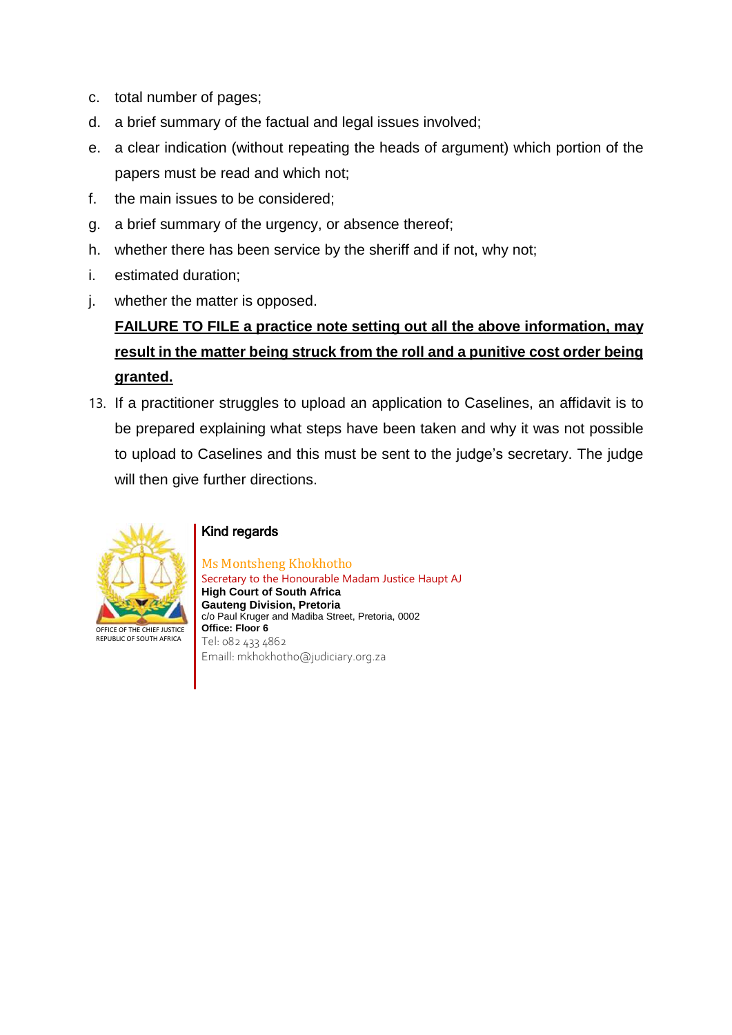c. total number of pages;
d. a brief summary of the factual and legal issues involved;
e. a clear indication (without repeating the heads of argument) which portion of the papers must be read and which not;
f. the main issues to be considered;
g. a brief summary of the urgency, or absence thereof;
h. whether there has been service by the sheriff and if not, why not;
i. estimated duration;
j. whether the matter is opposed.

**FAILURE TO FILE a practice note setting out all the above information, may result in the matter being struck from the roll and a punitive cost order being granted.**

13. If a practitioner struggles to upload an application to Caselines, an affidavit is to be prepared explaining what steps have been taken and why it was not possible to upload to Caselines and this must be sent to the judge's secretary. The judge will then give further directions.

OFFICE OF THE CHIEF JUSTICE
REPUBLIC OF SOUTH AFRICA

Kind regards

Ms Montsheng Khokhotho
Secretary to the Honourable Madam Justice Haupt AJ
**High Court of South Africa**
**Gauteng Division, Pretoria**
c/o Paul Kruger and Madiba Street, Pretoria, 0002
**Office: Floor 6**
Tel: 082 433 4862
Emaill: mkhokhotho@judiciary.org.za